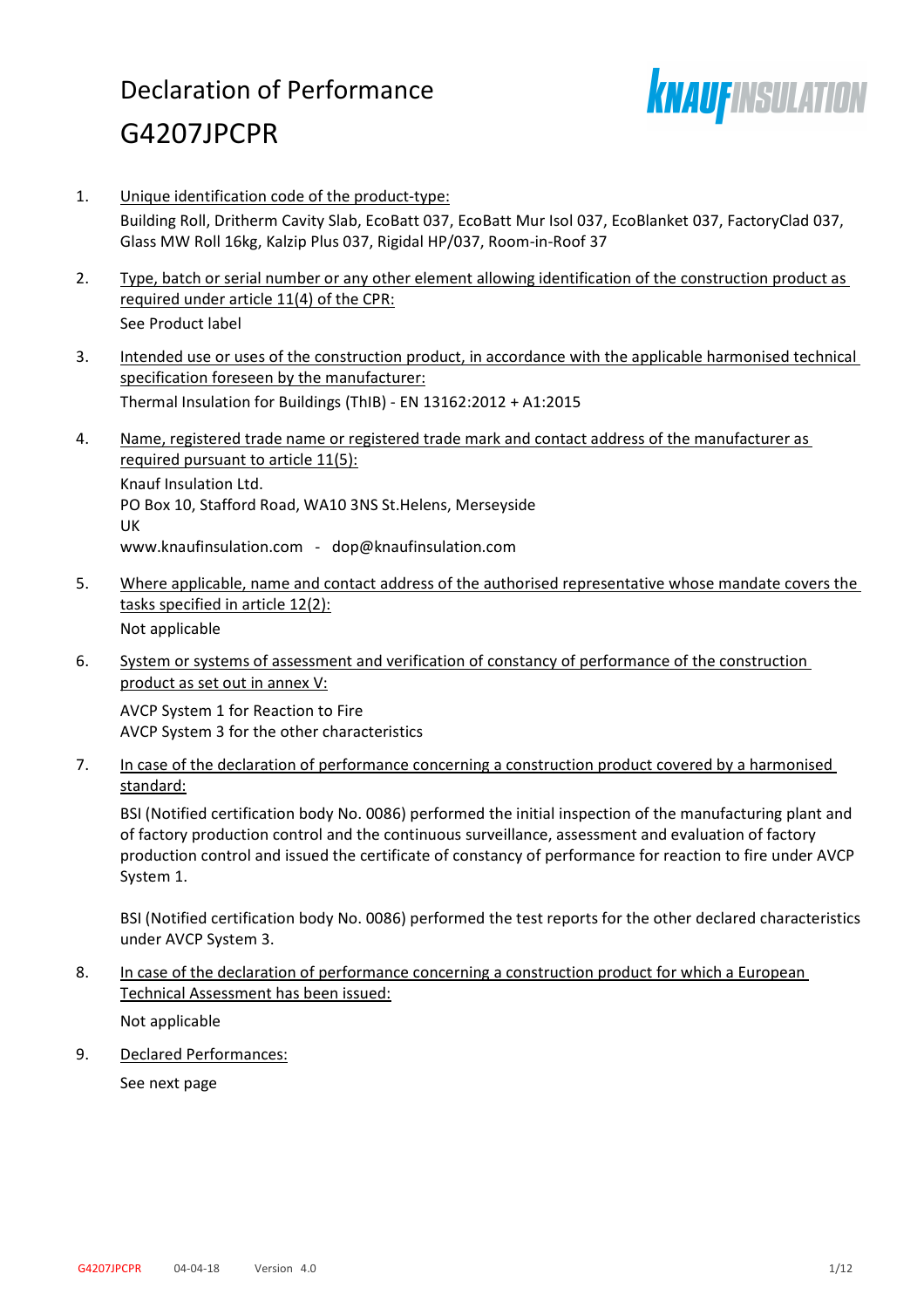# Declaration of Performance

# G4207JPCPR

1. Unique identification code of the product-type:

   Building Roll, Dritherm Cavity Slab, EcoBatt 037, EcoBatt Mur Isol 037, EcoBlanket 037, FactoryClad 037, Glass MW Roll 16kg, Kalzip Plus 037, Rigidal HP/037, Room-in-Roof 37

2. Type, batch or serial number or any other element allowing identification of the construction product as required under article 11(4) of the CPR:

   See Product label

3. Intended use or uses of the construction product, in accordance with the applicable harmonised technical specification foreseen by the manufacturer:

   Thermal Insulation for Buildings (ThIB) - EN 13162:2012 + A1:2015

4. Name, registered trade name or registered trade mark and contact address of the manufacturer as required pursuant to article 11(5):

   Knauf Insulation Ltd.
   PO Box 10, Stafford Road, WA10 3NS St.Helens, Merseyside
   UK
   www.knaufinsulation.com - dop@knaufinsulation.com

5. Where applicable, name and contact address of the authorised representative whose mandate covers the tasks specified in article 12(2):

   Not applicable

6. System or systems of assessment and verification of constancy of performance of the construction product as set out in annex V:

   AVCP System 1 for Reaction to Fire
   AVCP System 3 for the other characteristics

7. In case of the declaration of performance concerning a construction product covered by a harmonised standard:

   BSI (Notified certification body No. 0086) performed the initial inspection of the manufacturing plant and of factory production control and the continuous surveillance, assessment and evaluation of factory production control and issued the certificate of constancy of performance for reaction to fire under AVCP System 1.

   BSI (Notified certification body No. 0086) performed the test reports for the other declared characteristics under AVCP System 3.

8. In case of the declaration of performance concerning a construction product for which a European Technical Assessment has been issued:

   Not applicable

9. Declared Performances:

   See next page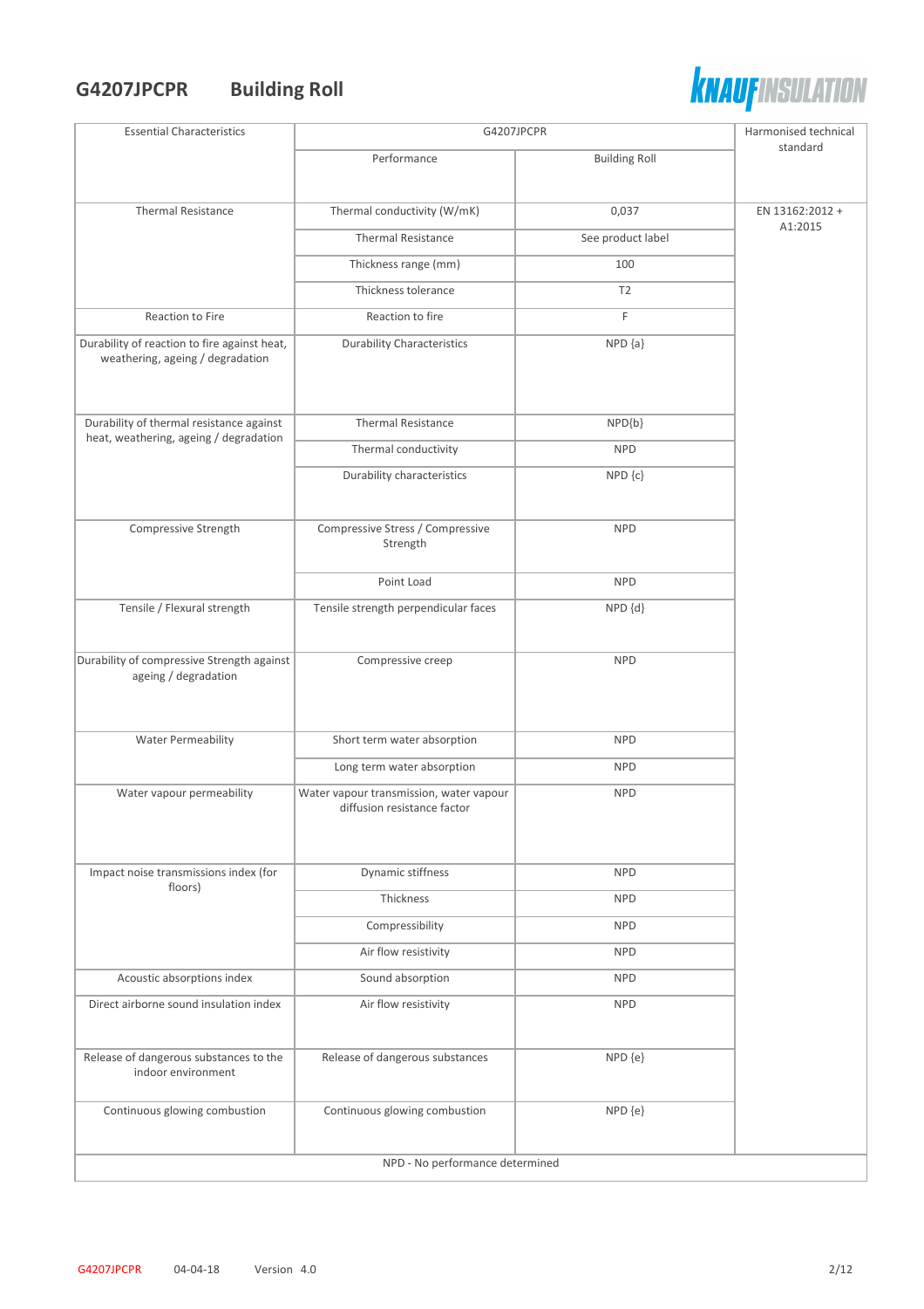# G4207JPCPR Building Roll

| Essential Characteristics | G4207JPCPR | | Harmonised technical standard |
|---|---|---|---|
| | Performance | Building Roll | |
| Thermal Resistance | Thermal conductivity (W/mK) | 0,037 | EN 13162:2012 + A1:2015 |
| | Thermal Resistance | See product label | |
| | Thickness range (mm) | 100 | |
| | Thickness tolerance | T2 | |
| Reaction to Fire | Reaction to fire | F | |
| Durability of reaction to fire against heat, weathering, ageing / degradation | Durability Characteristics | NPD {a} | |
| Durability of thermal resistance against heat, weathering, ageing / degradation | Thermal Resistance | NPD{b} | |
| | Thermal conductivity | NPD | |
| | Durability characteristics | NPD {c} | |
| Compressive Strength | Compressive Stress / Compressive Strength | NPD | |
| | Point Load | NPD | |
| Tensile / Flexural strength | Tensile strength perpendicular faces | NPD {d} | |
| Durability of compressive Strength against ageing / degradation | Compressive creep | NPD | |
| Water Permeability | Short term water absorption | NPD | |
| | Long term water absorption | NPD | |
| Water vapour permeability | Water vapour transmission, water vapour diffusion resistance factor | NPD | |
| Impact noise transmissions index (for floors) | Dynamic stiffness | NPD | |
| | Thickness | NPD | |
| | Compressibility | NPD | |
| | Air flow resistivity | NPD | |
| Acoustic absorptions index | Sound absorption | NPD | |
| Direct airborne sound insulation index | Air flow resistivity | NPD | |
| Release of dangerous substances to the indoor environment | Release of dangerous substances | NPD {e} | |
| Continuous glowing combustion | Continuous glowing combustion | NPD {e} | |

NPD - No performance determined

G4207JPCPR 04-04-18 Version 4.0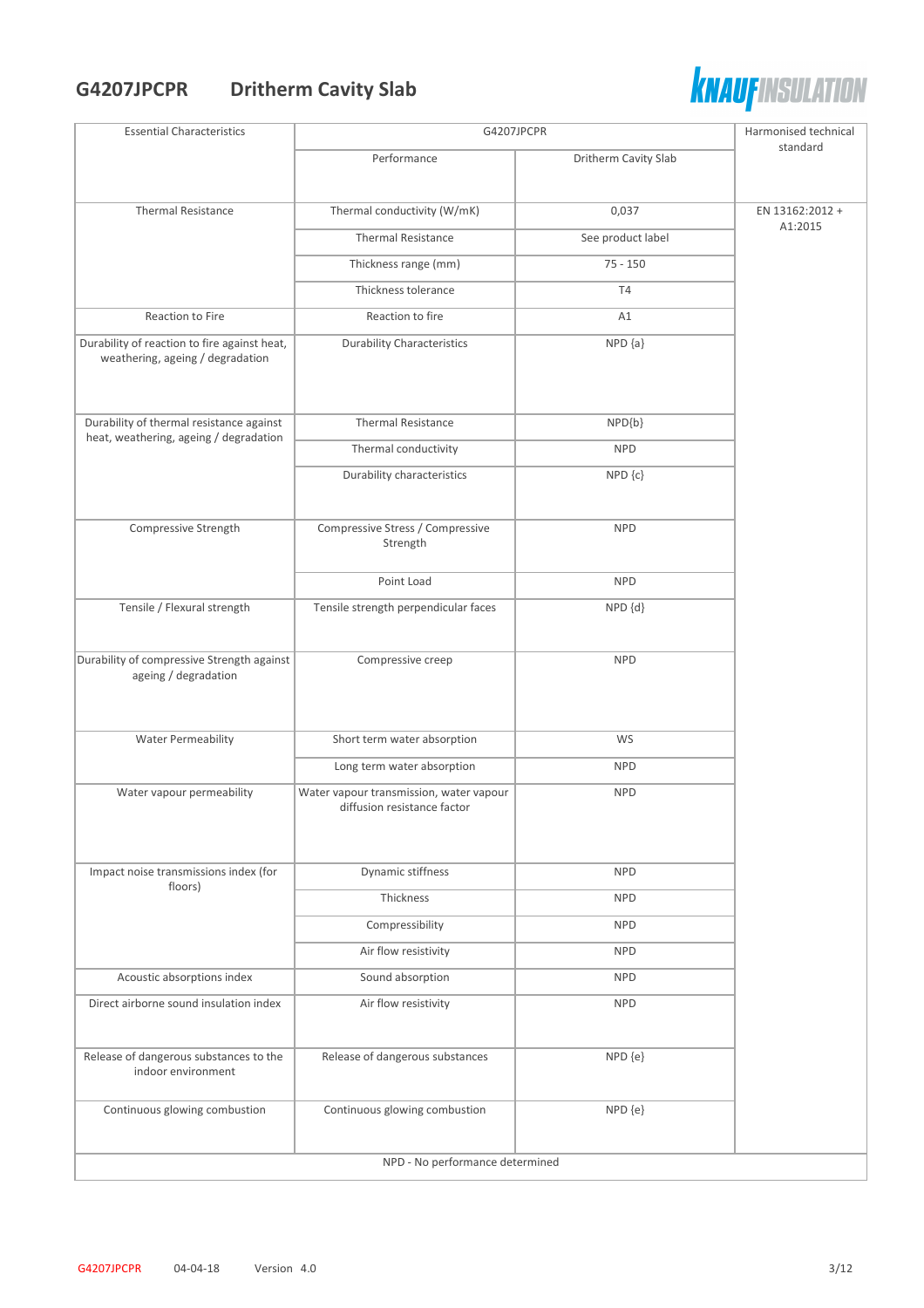## G4207JPCPR Dritherm Cavity Slab

| Essential Characteristics | G4207JPCPR | | Harmonised technical standard |
|---|---|---|---|
| | Performance | Dritherm Cavity Slab | |
| Thermal Resistance | Thermal conductivity (W/mK) | 0,037 | EN 13162:2012 + A1:2015 |
| | Thermal Resistance | See product label | |
| | Thickness range (mm) | 75 - 150 | |
| | Thickness tolerance | T4 | |
| Reaction to Fire | Reaction to fire | A1 | |
| Durability of reaction to fire against heat, weathering, ageing / degradation | Durability Characteristics | NPD {a} | |
| Durability of thermal resistance against heat, weathering, ageing / degradation | Thermal Resistance | NPD{b} | |
| | Thermal conductivity | NPD | |
| | Durability characteristics | NPD {c} | |
| Compressive Strength | Compressive Stress / Compressive Strength | NPD | |
| | Point Load | NPD | |
| Tensile / Flexural strength | Tensile strength perpendicular faces | NPD {d} | |
| Durability of compressive Strength against ageing / degradation | Compressive creep | NPD | |
| Water Permeability | Short term water absorption | WS | |
| | Long term water absorption | NPD | |
| Water vapour permeability | Water vapour transmission, water vapour diffusion resistance factor | NPD | |
| Impact noise transmissions index (for floors) | Dynamic stiffness | NPD | |
| | Thickness | NPD | |
| | Compressibility | NPD | |
| | Air flow resistivity | NPD | |
| Acoustic absorptions index | Sound absorption | NPD | |
| Direct airborne sound insulation index | Air flow resistivity | NPD | |
| Release of dangerous substances to the indoor environment | Release of dangerous substances | NPD {e} | |
| Continuous glowing combustion | Continuous glowing combustion | NPD {e} | |

NPD - No performance determined

G4207JPCPR 04-04-18 Version 4.0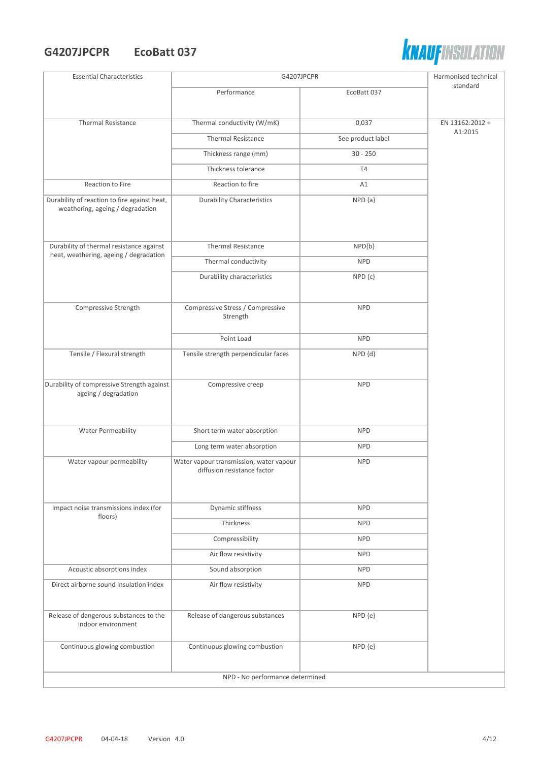## G4207JPCPR EcoBatt 037

| Essential Characteristics | G4207JPCPR | | Harmonised technical standard |
|---|---|---|---|
| | Performance | EcoBatt 037 | |
| Thermal Resistance | Thermal conductivity (W/mK) | 0,037 | EN 13162:2012 + A1:2015 |
| | Thermal Resistance | See product label | |
| | Thickness range (mm) | 30 - 250 | |
| | Thickness tolerance | T4 | |
| Reaction to Fire | Reaction to fire | A1 | |
| Durability of reaction to fire against heat, weathering, ageing / degradation | Durability Characteristics | NPD {a} | |
| Durability of thermal resistance against heat, weathering, ageing / degradation | Thermal Resistance | NPD{b} | |
| | Thermal conductivity | NPD | |
| | Durability characteristics | NPD {c} | |
| Compressive Strength | Compressive Stress / Compressive Strength | NPD | |
| | Point Load | NPD | |
| Tensile / Flexural strength | Tensile strength perpendicular faces | NPD {d} | |
| Durability of compressive Strength against ageing / degradation | Compressive creep | NPD | |
| Water Permeability | Short term water absorption | NPD | |
| | Long term water absorption | NPD | |
| Water vapour permeability | Water vapour transmission, water vapour diffusion resistance factor | NPD | |
| Impact noise transmissions index (for floors) | Dynamic stiffness | NPD | |
| | Thickness | NPD | |
| | Compressibility | NPD | |
| | Air flow resistivity | NPD | |
| Acoustic absorptions index | Sound absorption | NPD | |
| Direct airborne sound insulation index | Air flow resistivity | NPD | |
| Release of dangerous substances to the indoor environment | Release of dangerous substances | NPD {e} | |
| Continuous glowing combustion | Continuous glowing combustion | NPD {e} | |

NPD - No performance determined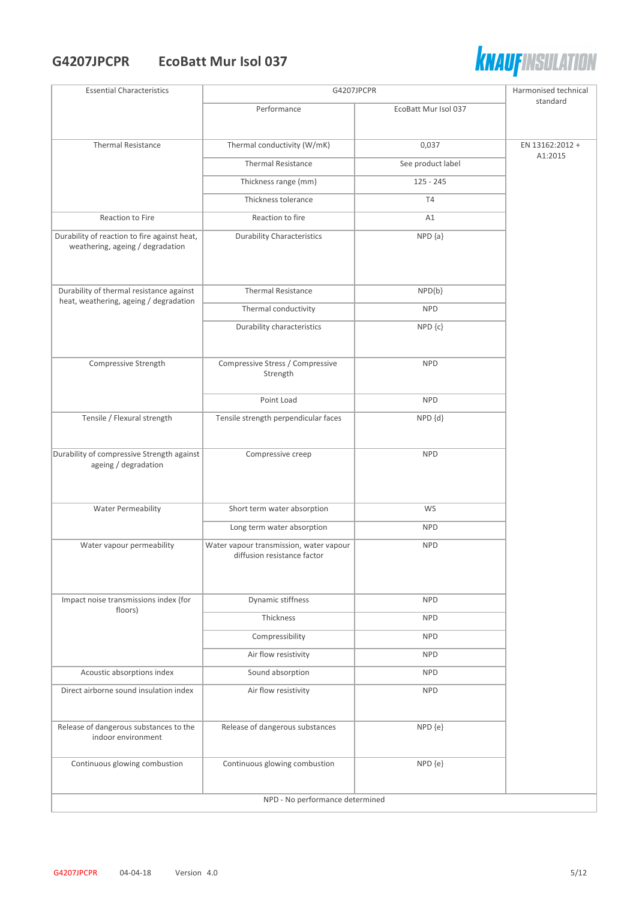# G4207JPCPR EcoBatt Mur Isol 037

| Essential Characteristics | G4207JPCPR | | Harmonised technical standard |
|---|---|---|---|
| | Performance | EcoBatt Mur Isol 037 | |
| Thermal Resistance | Thermal conductivity (W/mK) | 0,037 | EN 13162:2012 + A1:2015 |
| | Thermal Resistance | See product label | |
| | Thickness range (mm) | 125 - 245 | |
| | Thickness tolerance | T4 | |
| Reaction to Fire | Reaction to fire | A1 | |
| Durability of reaction to fire against heat, weathering, ageing / degradation | Durability Characteristics | NPD {a} | |
| Durability of thermal resistance against heat, weathering, ageing / degradation | Thermal Resistance | NPD{b} | |
| | Thermal conductivity | NPD | |
| | Durability characteristics | NPD {c} | |
| Compressive Strength | Compressive Stress / Compressive Strength | NPD | |
| | Point Load | NPD | |
| Tensile / Flexural strength | Tensile strength perpendicular faces | NPD {d} | |
| Durability of compressive Strength against ageing / degradation | Compressive creep | NPD | |
| Water Permeability | Short term water absorption | WS | |
| | Long term water absorption | NPD | |
| Water vapour permeability | Water vapour transmission, water vapour diffusion resistance factor | NPD | |
| Impact noise transmissions index (for floors) | Dynamic stiffness | NPD | |
| | Thickness | NPD | |
| | Compressibility | NPD | |
| | Air flow resistivity | NPD | |
| Acoustic absorptions index | Sound absorption | NPD | |
| Direct airborne sound insulation index | Air flow resistivity | NPD | |
| Release of dangerous substances to the indoor environment | Release of dangerous substances | NPD {e} | |
| Continuous glowing combustion | Continuous glowing combustion | NPD {e} | |
| NPD - No performance determined | | | |

G4207JPCPR 04-04-18 Version 4.0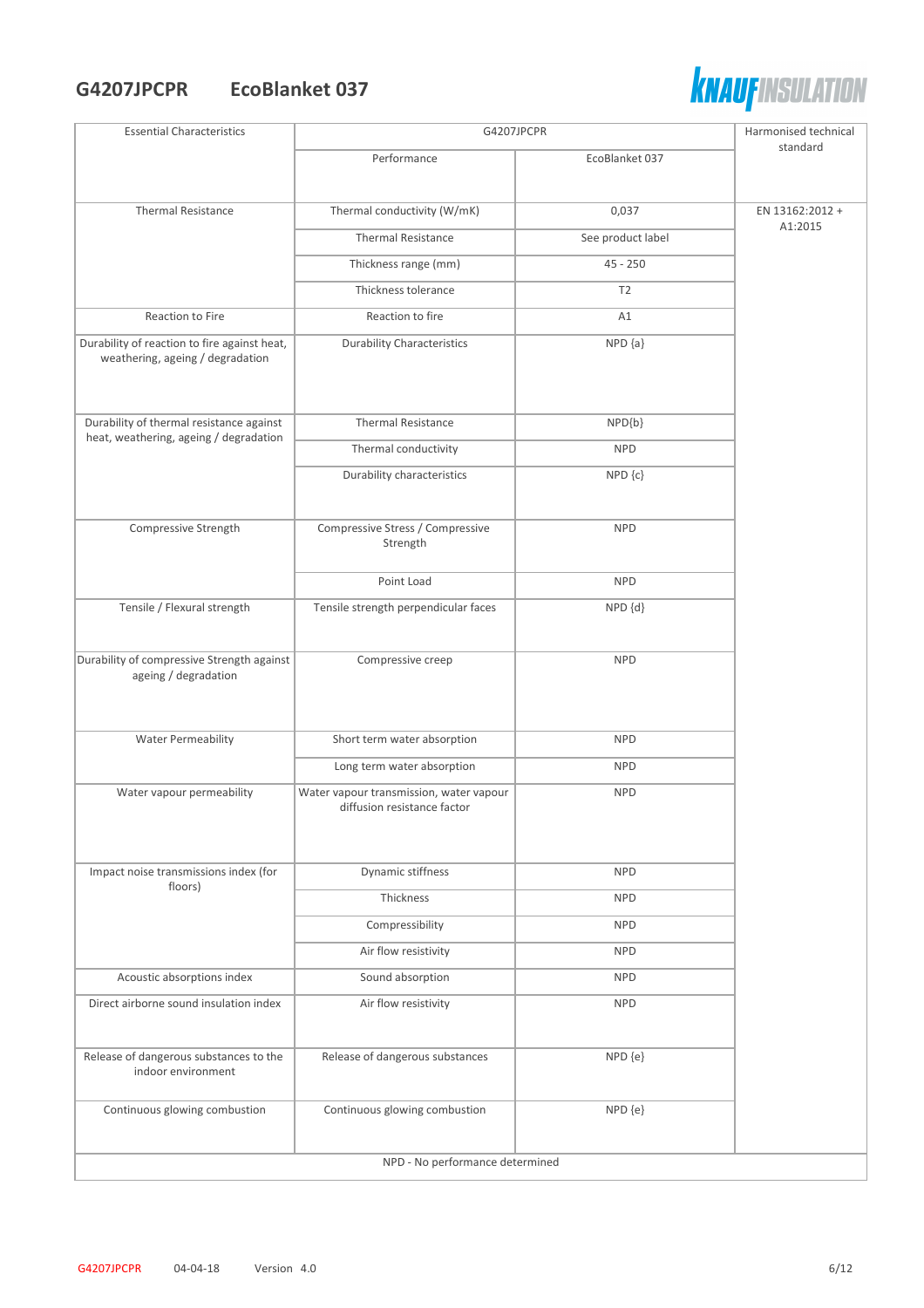# G4207JPCPR EcoBlanket 037

| Essential Characteristics | G4207JPCPR | | Harmonised technical standard |
|---|---|---|---|
| | Performance | EcoBlanket 037 | |
| Thermal Resistance | Thermal conductivity (W/mK) | 0,037 | EN 13162:2012 + A1:2015 |
| | Thermal Resistance | See product label | |
| | Thickness range (mm) | 45 - 250 | |
| | Thickness tolerance | T2 | |
| Reaction to Fire | Reaction to fire | A1 | |
| Durability of reaction to fire against heat, weathering, ageing / degradation | Durability Characteristics | NPD {a} | |
| Durability of thermal resistance against heat, weathering, ageing / degradation | Thermal Resistance | NPD{b} | |
| | Thermal conductivity | NPD | |
| | Durability characteristics | NPD {c} | |
| Compressive Strength | Compressive Stress / Compressive Strength | NPD | |
| | Point Load | NPD | |
| Tensile / Flexural strength | Tensile strength perpendicular faces | NPD {d} | |
| Durability of compressive Strength against ageing / degradation | Compressive creep | NPD | |
| Water Permeability | Short term water absorption | NPD | |
| | Long term water absorption | NPD | |
| Water vapour permeability | Water vapour transmission, water vapour diffusion resistance factor | NPD | |
| Impact noise transmissions index (for floors) | Dynamic stiffness | NPD | |
| | Thickness | NPD | |
| | Compressibility | NPD | |
| | Air flow resistivity | NPD | |
| Acoustic absorptions index | Sound absorption | NPD | |
| Direct airborne sound insulation index | Air flow resistivity | NPD | |
| Release of dangerous substances to the indoor environment | Release of dangerous substances | NPD {e} | |
| Continuous glowing combustion | Continuous glowing combustion | NPD {e} | |
| NPD - No performance determined | | | |

G4207JPCPR 04-04-18 Version 4.0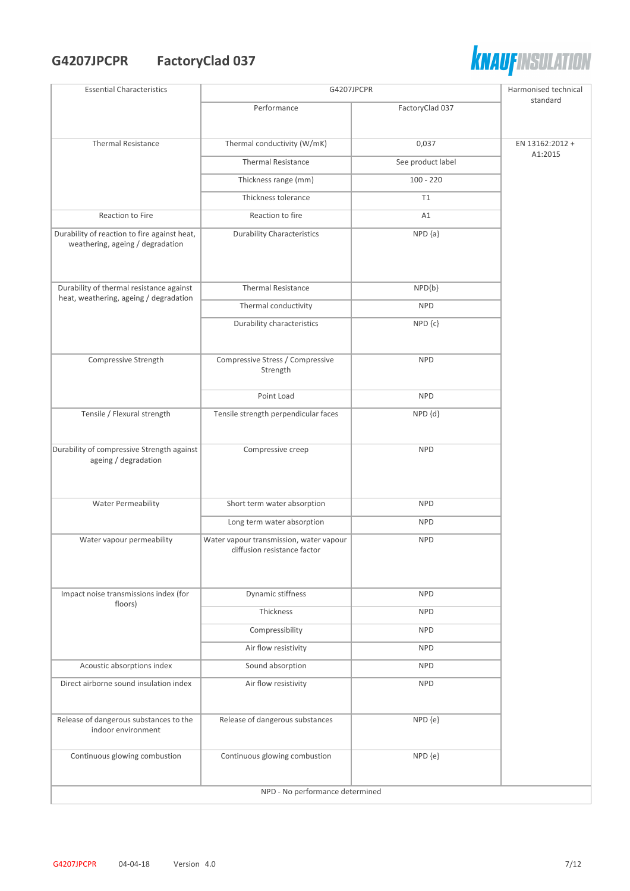# G4207JPCPR FactoryClad 037

| Essential Characteristics | G4207JPCPR | | Harmonised technical standard |
|---|---|---|---|
| | Performance | FactoryClad 037 | |
| Thermal Resistance | Thermal conductivity (W/mK) | 0,037 | EN 13162:2012 + A1:2015 |
| | Thermal Resistance | See product label | |
| | Thickness range (mm) | 100 - 220 | |
| | Thickness tolerance | T1 | |
| Reaction to Fire | Reaction to fire | A1 | |
| Durability of reaction to fire against heat, weathering, ageing / degradation | Durability Characteristics | NPD {a} | |
| Durability of thermal resistance against heat, weathering, ageing / degradation | Thermal Resistance | NPD{b} | |
| | Thermal conductivity | NPD | |
| | Durability characteristics | NPD {c} | |
| Compressive Strength | Compressive Stress / Compressive Strength | NPD | |
| | Point Load | NPD | |
| Tensile / Flexural strength | Tensile strength perpendicular faces | NPD {d} | |
| Durability of compressive Strength against ageing / degradation | Compressive creep | NPD | |
| Water Permeability | Short term water absorption | NPD | |
| | Long term water absorption | NPD | |
| Water vapour permeability | Water vapour transmission, water vapour diffusion resistance factor | NPD | |
| Impact noise transmissions index (for floors) | Dynamic stiffness | NPD | |
| | Thickness | NPD | |
| | Compressibility | NPD | |
| | Air flow resistivity | NPD | |
| Acoustic absorptions index | Sound absorption | NPD | |
| Direct airborne sound insulation index | Air flow resistivity | NPD | |
| Release of dangerous substances to the indoor environment | Release of dangerous substances | NPD {e} | |
| Continuous glowing combustion | Continuous glowing combustion | NPD {e} | |
| NPD - No performance determined | | | |

G4207JPCPR 04-04-18 Version 4.0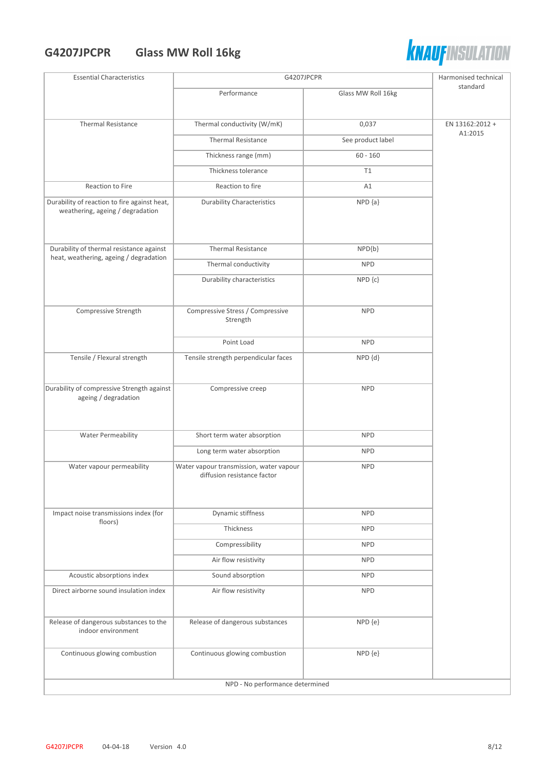## G4207JPCPR Glass MW Roll 16kg

| Essential Characteristics | G4207JPCPR | | Harmonised technical standard |
|---|---|---|---|
| | Performance | Glass MW Roll 16kg | |
| Thermal Resistance | Thermal conductivity (W/mK) | 0,037 | EN 13162:2012 + A1:2015 |
| | Thermal Resistance | See product label | |
| | Thickness range (mm) | 60 - 160 | |
| | Thickness tolerance | T1 | |
| Reaction to Fire | Reaction to fire | A1 | |
| Durability of reaction to fire against heat, weathering, ageing / degradation | Durability Characteristics | NPD {a} | |
| Durability of thermal resistance against heat, weathering, ageing / degradation | Thermal Resistance | NPD{b} | |
| | Thermal conductivity | NPD | |
| | Durability characteristics | NPD {c} | |
| Compressive Strength | Compressive Stress / Compressive Strength | NPD | |
| | Point Load | NPD | |
| Tensile / Flexural strength | Tensile strength perpendicular faces | NPD {d} | |
| Durability of compressive Strength against ageing / degradation | Compressive creep | NPD | |
| Water Permeability | Short term water absorption | NPD | |
| | Long term water absorption | NPD | |
| Water vapour permeability | Water vapour transmission, water vapour diffusion resistance factor | NPD | |
| Impact noise transmissions index (for floors) | Dynamic stiffness | NPD | |
| | Thickness | NPD | |
| | Compressibility | NPD | |
| | Air flow resistivity | NPD | |
| Acoustic absorptions index | Sound absorption | NPD | |
| Direct airborne sound insulation index | Air flow resistivity | NPD | |
| Release of dangerous substances to the indoor environment | Release of dangerous substances | NPD {e} | |
| Continuous glowing combustion | Continuous glowing combustion | NPD {e} | |
| NPD - No performance determined | | | |

G4207JPCPR 04-04-18 Version 4.0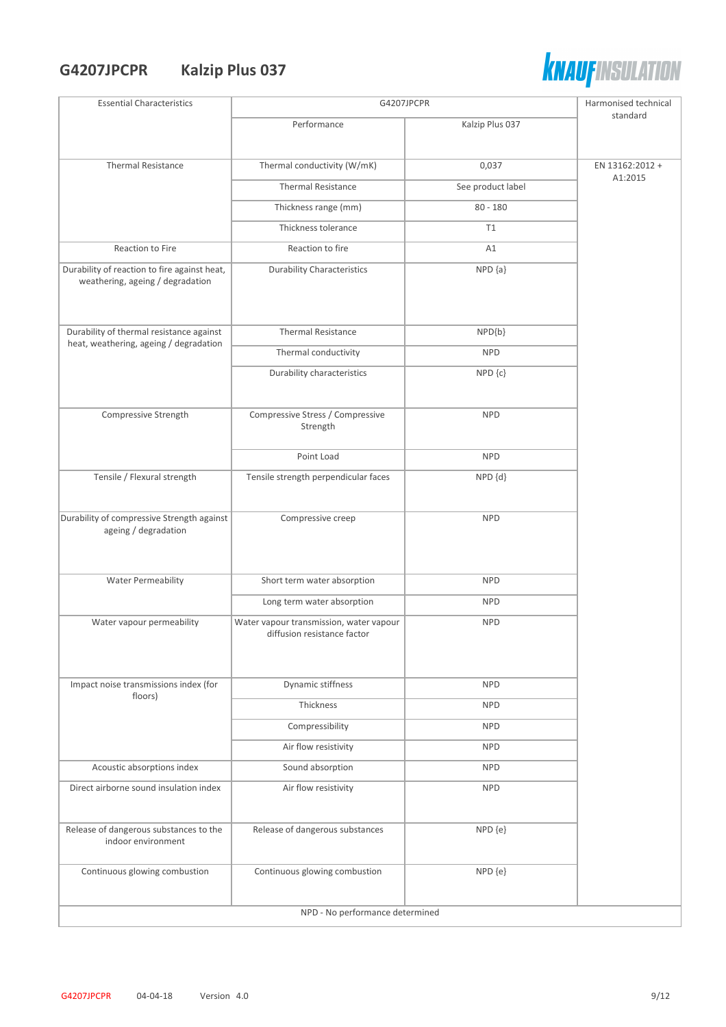## G4207JPCPR Kalzip Plus 037

| Essential Characteristics | G4207JPCPR | | Harmonised technical standard |
|---|---|---|---|
| | Performance | Kalzip Plus 037 | |
| Thermal Resistance | Thermal conductivity (W/mK) | 0,037 | EN 13162:2012 + A1:2015 |
| | Thermal Resistance | See product label | |
| | Thickness range (mm) | 80 - 180 | |
| | Thickness tolerance | T1 | |
| Reaction to Fire | Reaction to fire | A1 | |
| Durability of reaction to fire against heat, weathering, ageing / degradation | Durability Characteristics | NPD {a} | |
| Durability of thermal resistance against heat, weathering, ageing / degradation | Thermal Resistance | NPD{b} | |
| | Thermal conductivity | NPD | |
| | Durability characteristics | NPD {c} | |
| Compressive Strength | Compressive Stress / Compressive Strength | NPD | |
| | Point Load | NPD | |
| Tensile / Flexural strength | Tensile strength perpendicular faces | NPD {d} | |
| Durability of compressive Strength against ageing / degradation | Compressive creep | NPD | |
| Water Permeability | Short term water absorption | NPD | |
| | Long term water absorption | NPD | |
| Water vapour permeability | Water vapour transmission, water vapour diffusion resistance factor | NPD | |
| Impact noise transmissions index (for floors) | Dynamic stiffness | NPD | |
| | Thickness | NPD | |
| | Compressibility | NPD | |
| | Air flow resistivity | NPD | |
| Acoustic absorptions index | Sound absorption | NPD | |
| Direct airborne sound insulation index | Air flow resistivity | NPD | |
| Release of dangerous substances to the indoor environment | Release of dangerous substances | NPD {e} | |
| Continuous glowing combustion | Continuous glowing combustion | NPD {e} | |

NPD - No performance determined

G4207JPCPR 04-04-18 Version 4.0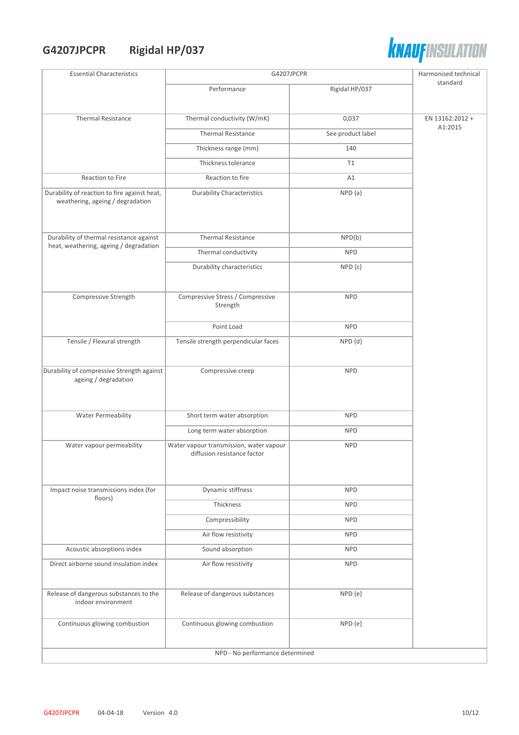# G4207JPCPR Rigidal HP/037

| Essential Characteristics | G4207JPCPR | | Harmonised technical standard |
|---|---|---|---|
| | Performance | Rigidal HP/037 | |
| Thermal Resistance | Thermal conductivity (W/mK) | 0,037 | EN 13162:2012 + A1:2015 |
| | Thermal Resistance | See product label | |
| | Thickness range (mm) | 140 | |
| | Thickness tolerance | T1 | |
| Reaction to Fire | Reaction to fire | A1 | |
| Durability of reaction to fire against heat, weathering, ageing / degradation | Durability Characteristics | NPD {a} | |
| Durability of thermal resistance against heat, weathering, ageing / degradation | Thermal Resistance | NPD{b} | |
| | Thermal conductivity | NPD | |
| | Durability characteristics | NPD {c} | |
| Compressive Strength | Compressive Stress / Compressive Strength | NPD | |
| | Point Load | NPD | |
| Tensile / Flexural strength | Tensile strength perpendicular faces | NPD {d} | |
| Durability of compressive Strength against ageing / degradation | Compressive creep | NPD | |
| Water Permeability | Short term water absorption | NPD | |
| | Long term water absorption | NPD | |
| Water vapour permeability | Water vapour transmission, water vapour diffusion resistance factor | NPD | |
| Impact noise transmissions index (for floors) | Dynamic stiffness | NPD | |
| | Thickness | NPD | |
| | Compressibility | NPD | |
| | Air flow resistivity | NPD | |
| Acoustic absorptions index | Sound absorption | NPD | |
| Direct airborne sound insulation index | Air flow resistivity | NPD | |
| Release of dangerous substances to the indoor environment | Release of dangerous substances | NPD {e} | |
| Continuous glowing combustion | Continuous glowing combustion | NPD {e} | |
| NPD - No performance determined | | | |

G4207JPCPR 04-04-18 Version 4.0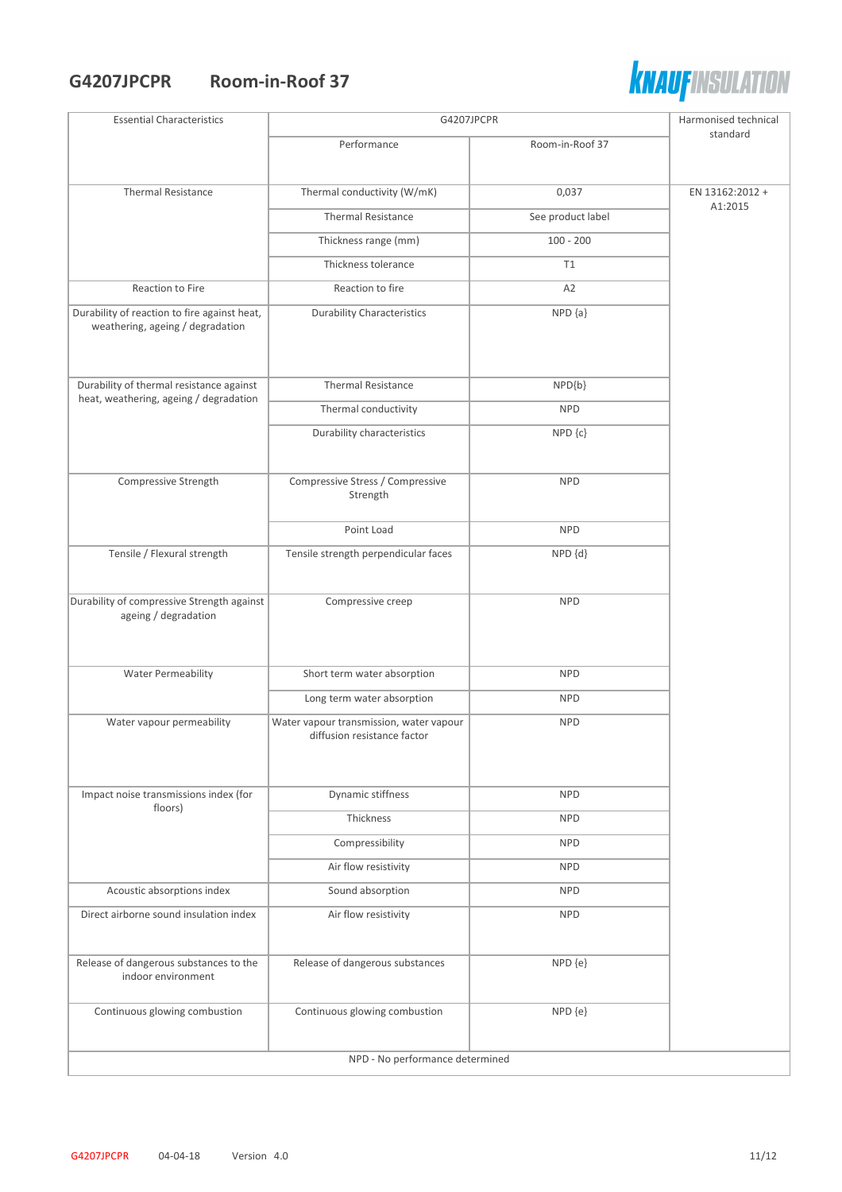# G4207JPCPR Room-in-Roof 37

| Essential Characteristics | G4207JPCPR | | Harmonised technical standard |
|---|---|---|---|
| | Performance | Room-in-Roof 37 | |
| Thermal Resistance | Thermal conductivity (W/mK) | 0,037 | EN 13162:2012 + A1:2015 |
| | Thermal Resistance | See product label | |
| | Thickness range (mm) | 100 - 200 | |
| | Thickness tolerance | T1 | |
| Reaction to Fire | Reaction to fire | A2 | |
| Durability of reaction to fire against heat, weathering, ageing / degradation | Durability Characteristics | NPD {a} | |
| Durability of thermal resistance against heat, weathering, ageing / degradation | Thermal Resistance | NPD{b} | |
| | Thermal conductivity | NPD | |
| | Durability characteristics | NPD {c} | |
| Compressive Strength | Compressive Stress / Compressive Strength | NPD | |
| | Point Load | NPD | |
| Tensile / Flexural strength | Tensile strength perpendicular faces | NPD {d} | |
| Durability of compressive Strength against ageing / degradation | Compressive creep | NPD | |
| Water Permeability | Short term water absorption | NPD | |
| | Long term water absorption | NPD | |
| Water vapour permeability | Water vapour transmission, water vapour diffusion resistance factor | NPD | |
| Impact noise transmissions index (for floors) | Dynamic stiffness | NPD | |
| | Thickness | NPD | |
| | Compressibility | NPD | |
| | Air flow resistivity | NPD | |
| Acoustic absorptions index | Sound absorption | NPD | |
| Direct airborne sound insulation index | Air flow resistivity | NPD | |
| Release of dangerous substances to the indoor environment | Release of dangerous substances | NPD {e} | |
| Continuous glowing combustion | Continuous glowing combustion | NPD {e} | |
| NPD - No performance determined | | | |

G4207JPCPR 04-04-18 Version 4.0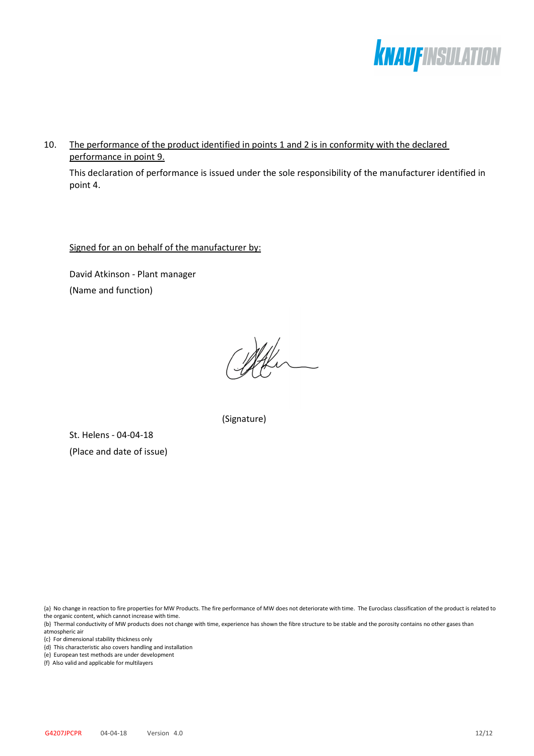10. <u>The performance of the product identified in points 1 and 2 is in conformity with the declared performance in point 9.</u>

This declaration of performance is issued under the sole responsibility of the manufacturer identified in point 4.

<u>Signed for an on behalf of the manufacturer by:</u>

David Atkinson - Plant manager

(Name and function)

(Signature)

St. Helens - 04-04-18

(Place and date of issue)

{a} No change in reaction to fire properties for MW Products. The fire performance of MW does not deteriorate with time. The Euroclass classification of the product is related to the organic content, which cannot increase with time.

{b} Thermal conductivity of MW products does not change with time, experience has shown the fibre structure to be stable and the porosity contains no other gases than atmospheric air

{c} For dimensional stability thickness only

{d} This characteristic also covers handling and installation

{e} European test methods are under development

{f} Also valid and applicable for multilayers